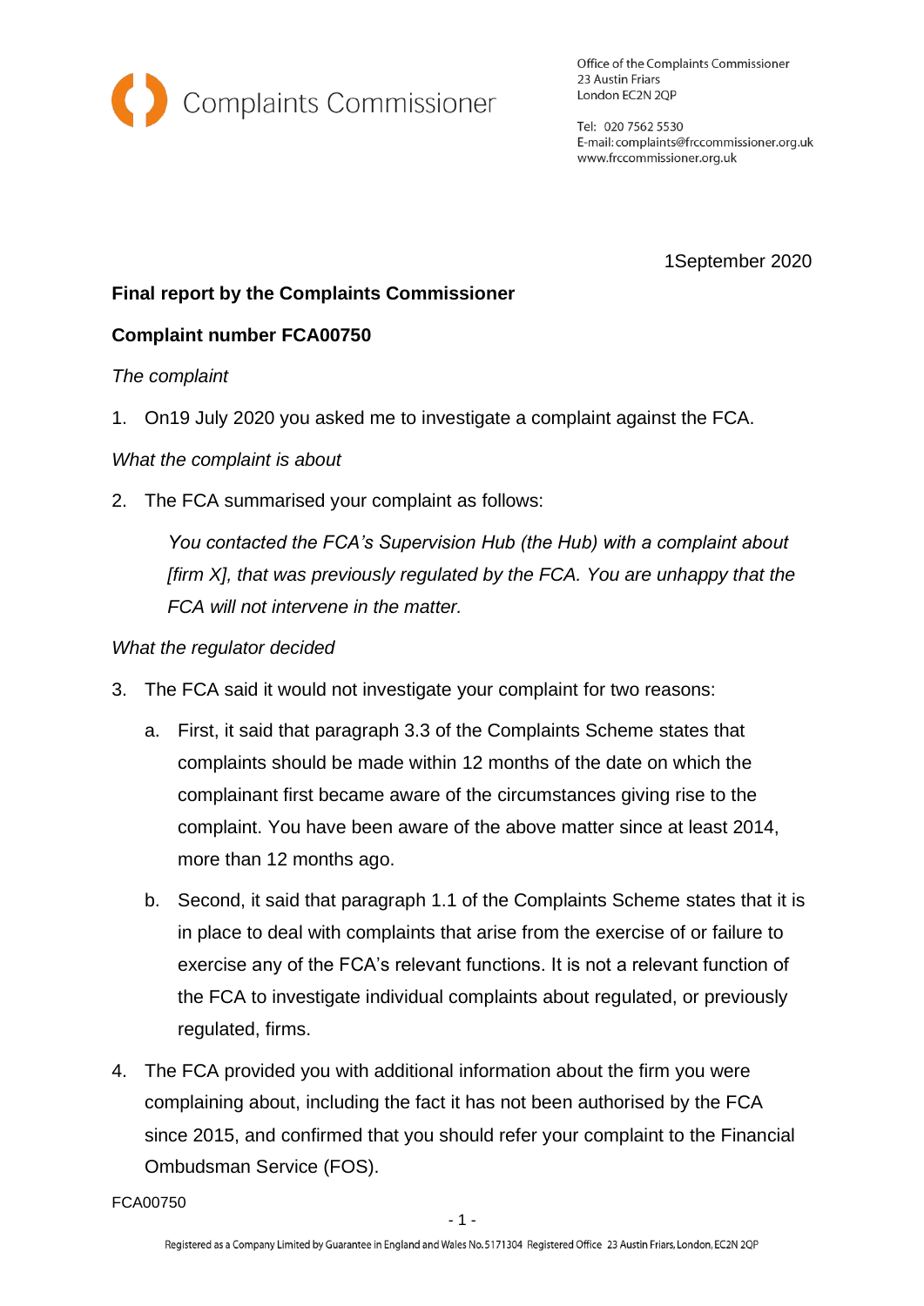Complaints Commissioner

Office of the Complaints Commissioner
23 Austin Friars
London EC2N 2QP

Tel: 020 7562 5530
E-mail: complaints@frccommissioner.org.uk
www.frccommissioner.org.uk

1September 2020

**Final report by the Complaints Commissioner**

**Complaint number FCA00750**

*The complaint*

1. On19 July 2020 you asked me to investigate a complaint against the FCA.

*What the complaint is about*

2. The FCA summarised your complaint as follows:

   *You contacted the FCA's Supervision Hub (the Hub) with a complaint about [firm X], that was previously regulated by the FCA. You are unhappy that the FCA will not intervene in the matter.*

*What the regulator decided*

3. The FCA said it would not investigate your complaint for two reasons:

   a. First, it said that paragraph 3.3 of the Complaints Scheme states that complaints should be made within 12 months of the date on which the complainant first became aware of the circumstances giving rise to the complaint. You have been aware of the above matter since at least 2014, more than 12 months ago.

   b. Second, it said that paragraph 1.1 of the Complaints Scheme states that it is in place to deal with complaints that arise from the exercise of or failure to exercise any of the FCA's relevant functions. It is not a relevant function of the FCA to investigate individual complaints about regulated, or previously regulated, firms.

4. The FCA provided you with additional information about the firm you were complaining about, including the fact it has not been authorised by the FCA since 2015, and confirmed that you should refer your complaint to the Financial Ombudsman Service (FOS).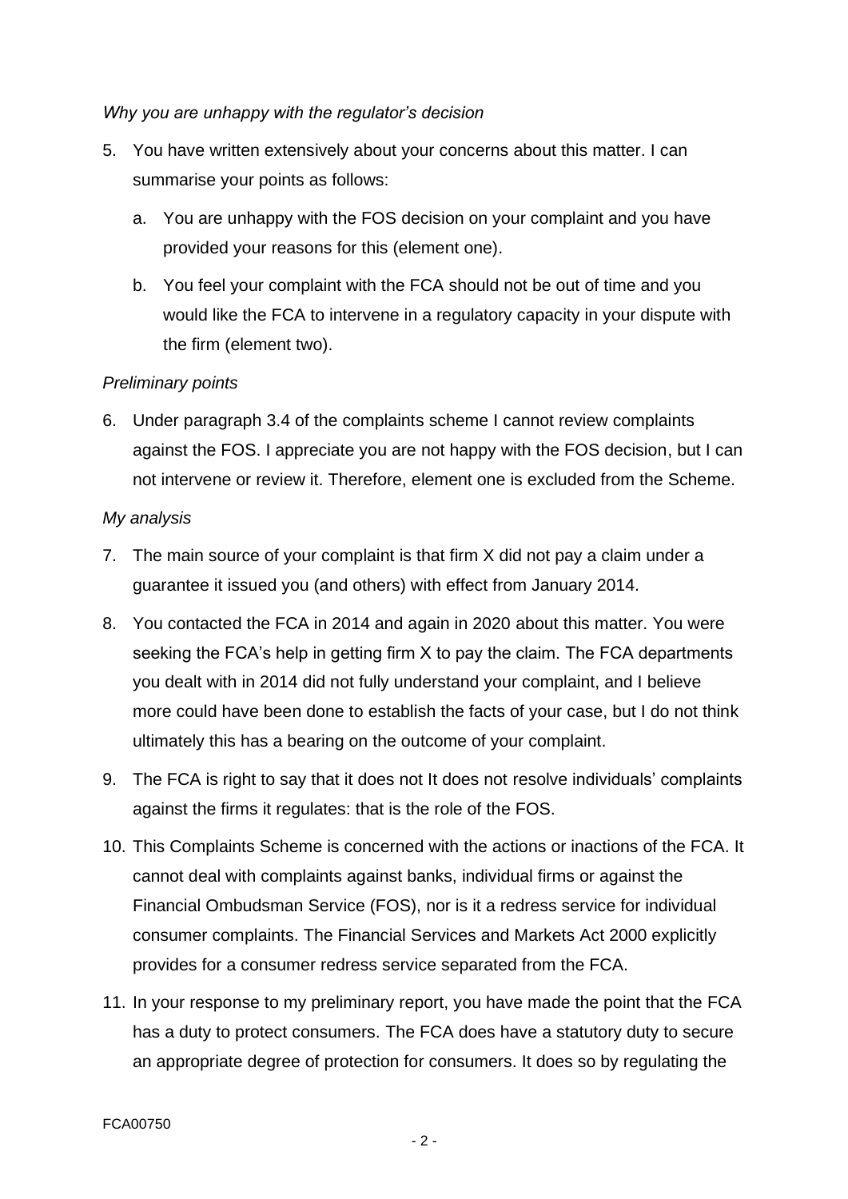*Why you are unhappy with the regulator's decision*

5. You have written extensively about your concerns about this matter. I can summarise your points as follows:

   a. You are unhappy with the FOS decision on your complaint and you have provided your reasons for this (element one).

   b. You feel your complaint with the FCA should not be out of time and you would like the FCA to intervene in a regulatory capacity in your dispute with the firm (element two).

*Preliminary points*

6. Under paragraph 3.4 of the complaints scheme I cannot review complaints against the FOS. I appreciate you are not happy with the FOS decision, but I can not intervene or review it. Therefore, element one is excluded from the Scheme.

*My analysis*

7. The main source of your complaint is that firm X did not pay a claim under a guarantee it issued you (and others) with effect from January 2014.

8. You contacted the FCA in 2014 and again in 2020 about this matter. You were seeking the FCA's help in getting firm X to pay the claim. The FCA departments you dealt with in 2014 did not fully understand your complaint, and I believe more could have been done to establish the facts of your case, but I do not think ultimately this has a bearing on the outcome of your complaint.

9. The FCA is right to say that it does not It does not resolve individuals' complaints against the firms it regulates: that is the role of the FOS.

10. This Complaints Scheme is concerned with the actions or inactions of the FCA. It cannot deal with complaints against banks, individual firms or against the Financial Ombudsman Service (FOS), nor is it a redress service for individual consumer complaints. The Financial Services and Markets Act 2000 explicitly provides for a consumer redress service separated from the FCA.

11. In your response to my preliminary report, you have made the point that the FCA has a duty to protect consumers. The FCA does have a statutory duty to secure an appropriate degree of protection for consumers. It does so by regulating the

FCA00750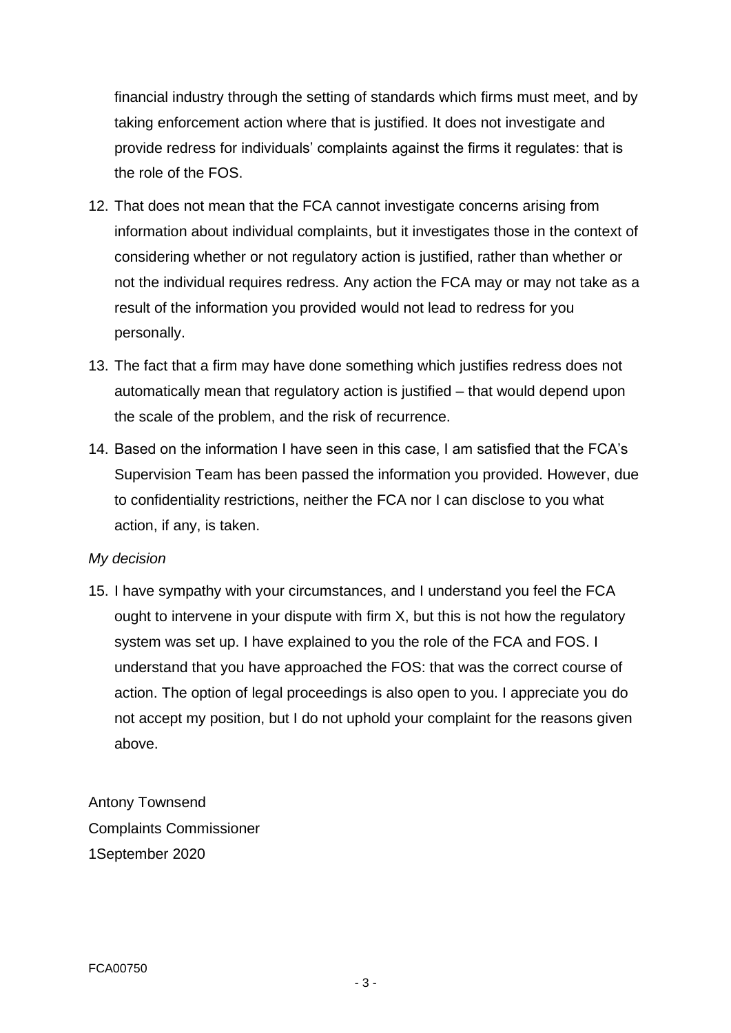financial industry through the setting of standards which firms must meet, and by taking enforcement action where that is justified. It does not investigate and provide redress for individuals' complaints against the firms it regulates: that is the role of the FOS.

12. That does not mean that the FCA cannot investigate concerns arising from information about individual complaints, but it investigates those in the context of considering whether or not regulatory action is justified, rather than whether or not the individual requires redress. Any action the FCA may or may not take as a result of the information you provided would not lead to redress for you personally.

13. The fact that a firm may have done something which justifies redress does not automatically mean that regulatory action is justified – that would depend upon the scale of the problem, and the risk of recurrence.

14. Based on the information I have seen in this case, I am satisfied that the FCA's Supervision Team has been passed the information you provided. However, due to confidentiality restrictions, neither the FCA nor I can disclose to you what action, if any, is taken.

*My decision*

15. I have sympathy with your circumstances, and I understand you feel the FCA ought to intervene in your dispute with firm X, but this is not how the regulatory system was set up. I have explained to you the role of the FCA and FOS. I understand that you have approached the FOS: that was the correct course of action. The option of legal proceedings is also open to you. I appreciate you do not accept my position, but I do not uphold your complaint for the reasons given above.

Antony Townsend
Complaints Commissioner
1September 2020

FCA00750